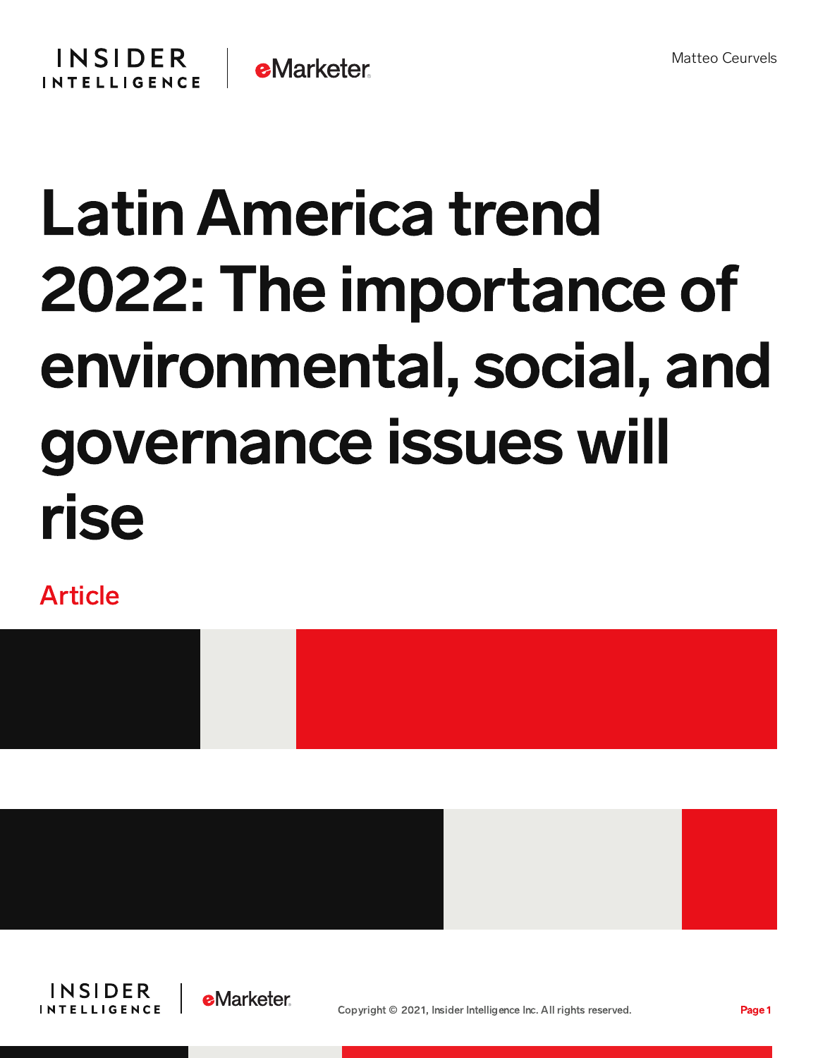Matteo Ceurvels

# Latin America trend 2022: The importance of environmental, social, and governance issues will rise

Article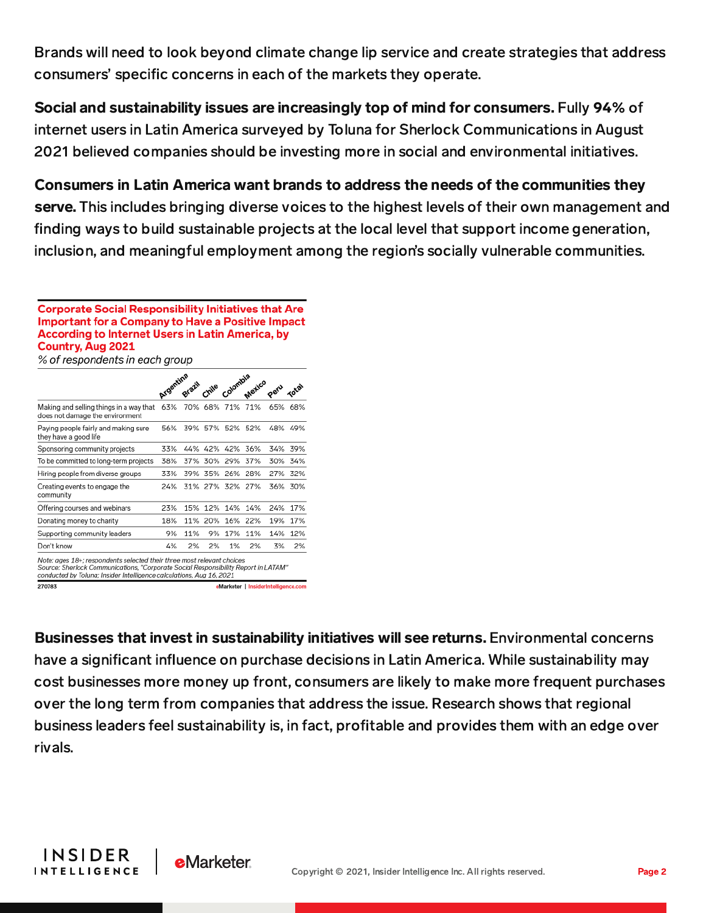Brands will need to look beyond climate change lip service and create strategies that address consumers' specific concerns in each of the markets they operate.

**Social and sustainability issues are increasingly top of mind for consumers.** Fully **94%** of internet users in Latin America surveyed by Toluna for Sherlock Communications in August 2021 believed companies should be investing more in social and environmental initiatives.

**Consumers in Latin America want brands to address the needs of the communities they serve.** This includes bringing diverse voices to the highest levels of their own management and finding ways to build sustainable projects at the local level that support income generation, inclusion, and meaningful employment among the region's socially vulnerable communities.

**Corporate Social Responsibility Initiatives that Are Important for a Company to Have a Positive Impact According to Internet Users in Latin America, by Country, Aug 2021**

*% of respondents in each group*

| | Argentina | Brazil | Chile | Colombia | Mexico | Peru | Total |
|---|---|---|---|---|---|---|---|
| Making and selling things in a way that does not damage the environment | 63% | 70% | 68% | 71% | 71% | 65% | 68% |
| Paying people fairly and making sure they have a good life | 56% | 39% | 57% | 52% | 52% | 48% | 49% |
| Sponsoring community projects | 33% | 44% | 42% | 42% | 36% | 34% | 39% |
| To be committed to long-term projects | 38% | 37% | 30% | 29% | 37% | 30% | 34% |
| Hiring people from diverse groups | 33% | 39% | 35% | 26% | 28% | 27% | 32% |
| Creating events to engage the community | 24% | 31% | 27% | 32% | 27% | 36% | 30% |
| Offering courses and webinars | 23% | 15% | 12% | 14% | 14% | 24% | 17% |
| Donating money to charity | 18% | 11% | 20% | 16% | 22% | 19% | 17% |
| Supporting community leaders | 9% | 11% | 9% | 17% | 11% | 14% | 12% |
| Don't know | 4% | 2% | 2% | 1% | 2% | 3% | 2% |

Note: ages 18+; respondents selected their three most relevant choices
Source: Sherlock Communications, "Corporate Social Responsibility Report in LATAM" conducted by Toluna; Insider Intelligence calculations, Aug 16, 2021

270783 eMarketer | InsiderIntelligence.com

**Businesses that invest in sustainability initiatives will see returns.** Environmental concerns have a significant influence on purchase decisions in Latin America. While sustainability may cost businesses more money up front, consumers are likely to make more frequent purchases over the long term from companies that address the issue. Research shows that regional business leaders feel sustainability is, in fact, profitable and provides them with an edge over rivals.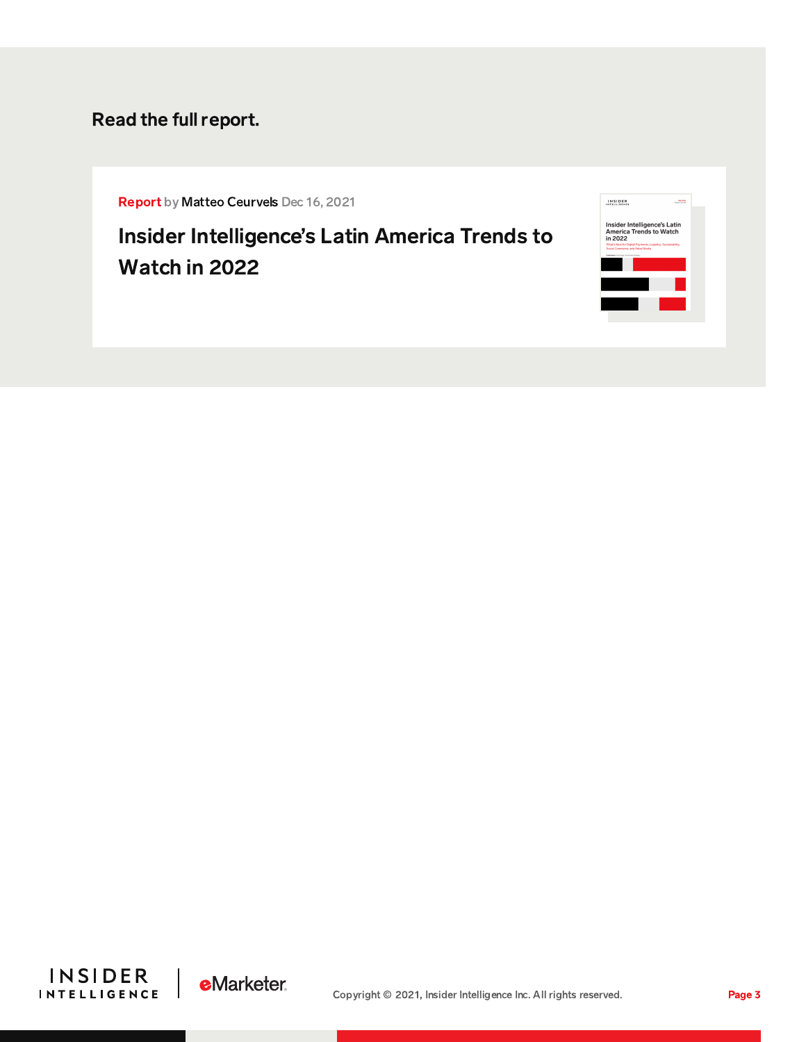**Read the full report.**

Report by Matteo Ceurvels Dec 16, 2021

## Insider Intelligence's Latin America Trends to Watch in 2022